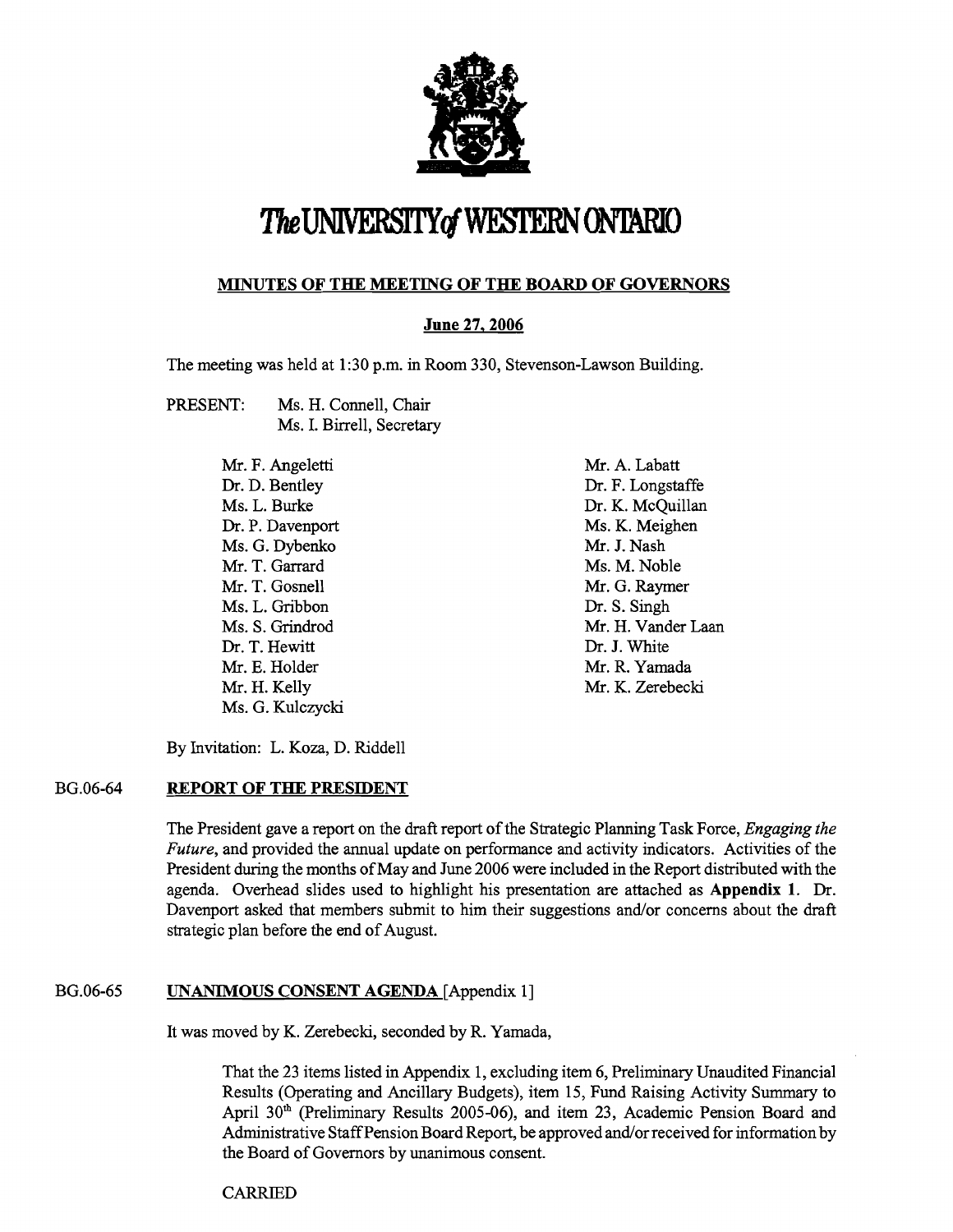# The UNIVERSITY of WESTERN ONTARIO

## MINUTES OF THE MEETING OF THE BOARD OF GOVERNORS

### June 27, 2006

The meeting was held at 1:30 p.m. in Room 330, Stevenson-Lawson Building.

PRESENT: Ms. H. Connell, Chair
Ms. I. Birrell, Secretary

Mr. F. Angeletti
Dr. D. Bentley
Ms. L. Burke
Dr. P. Davenport
Ms. G. Dybenko
Mr. T. Garrard
Mr. T. Gosnell
Ms. L. Gribbon
Ms. S. Grindrod
Dr. T. Hewitt
Mr. E. Holder
Mr. H. Kelly
Ms. G. Kulczycki
Mr. A. Labatt
Dr. F. Longstaffe
Dr. K. McQuillan
Ms. K. Meighen
Mr. J. Nash
Ms. M. Noble
Mr. G. Raymer
Dr. S. Singh
Mr. H. Vander Laan
Dr. J. White
Mr. R. Yamada
Mr. K. Zerebecki

By Invitation: L. Koza, D. Riddell

## BG.06-64 REPORT OF THE PRESIDENT

The President gave a report on the draft report of the Strategic Planning Task Force, *Engaging the Future*, and provided the annual update on performance and activity indicators. Activities of the President during the months of May and June 2006 were included in the Report distributed with the agenda. Overhead slides used to highlight his presentation are attached as **Appendix 1**. Dr. Davenport asked that members submit to him their suggestions and/or concerns about the draft strategic plan before the end of August.

## BG.06-65 UNANIMOUS CONSENT AGENDA [Appendix 1]

It was moved by K. Zerebecki, seconded by R. Yamada,

> That the 23 items listed in Appendix 1, excluding item 6, Preliminary Unaudited Financial Results (Operating and Ancillary Budgets), item 15, Fund Raising Activity Summary to April 30th (Preliminary Results 2005-06), and item 23, Academic Pension Board and Administrative Staff Pension Board Report, be approved and/or received for information by the Board of Governors by unanimous consent.
>
> CARRIED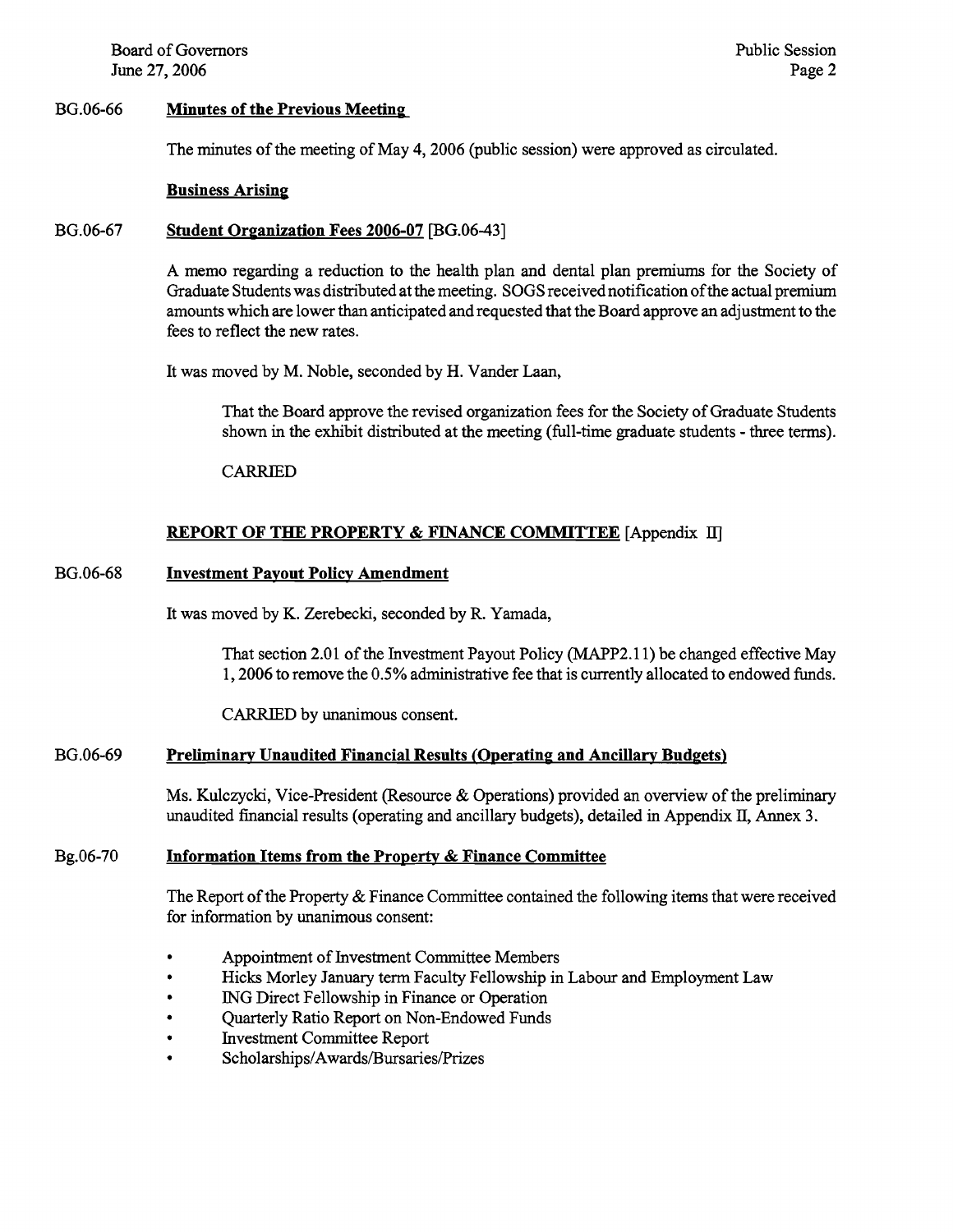**BG.06-66 Minutes of the Previous Meeting**

The minutes of the meeting of May 4, 2006 (public session) were approved as circulated.

**Business Arising**

**BG.06-67 Student Organization Fees 2006-07** [BG.06-43]

A memo regarding a reduction to the health plan and dental plan premiums for the Society of Graduate Students was distributed at the meeting. SOGS received notification of the actual premium amounts which are lower than anticipated and requested that the Board approve an adjustment to the fees to reflect the new rates.

It was moved by M. Noble, seconded by H. Vander Laan,

> That the Board approve the revised organization fees for the Society of Graduate Students shown in the exhibit distributed at the meeting (full-time graduate students - three terms).
>
> CARRIED

## REPORT OF THE PROPERTY & FINANCE COMMITTEE [Appendix II]

**BG.06-68 Investment Payout Policy Amendment**

It was moved by K. Zerebecki, seconded by R. Yamada,

> That section 2.01 of the Investment Payout Policy (MAPP2.11) be changed effective May 1, 2006 to remove the 0.5% administrative fee that is currently allocated to endowed funds.
>
> CARRIED by unanimous consent.

**BG.06-69 Preliminary Unaudited Financial Results (Operating and Ancillary Budgets)**

Ms. Kulczycki, Vice-President (Resource & Operations) provided an overview of the preliminary unaudited financial results (operating and ancillary budgets), detailed in Appendix II, Annex 3.

**Bg.06-70 Information Items from the Property & Finance Committee**

The Report of the Property & Finance Committee contained the following items that were received for information by unanimous consent:

- Appointment of Investment Committee Members
- Hicks Morley January term Faculty Fellowship in Labour and Employment Law
- ING Direct Fellowship in Finance or Operation
- Quarterly Ratio Report on Non-Endowed Funds
- Investment Committee Report
- Scholarships/Awards/Bursaries/Prizes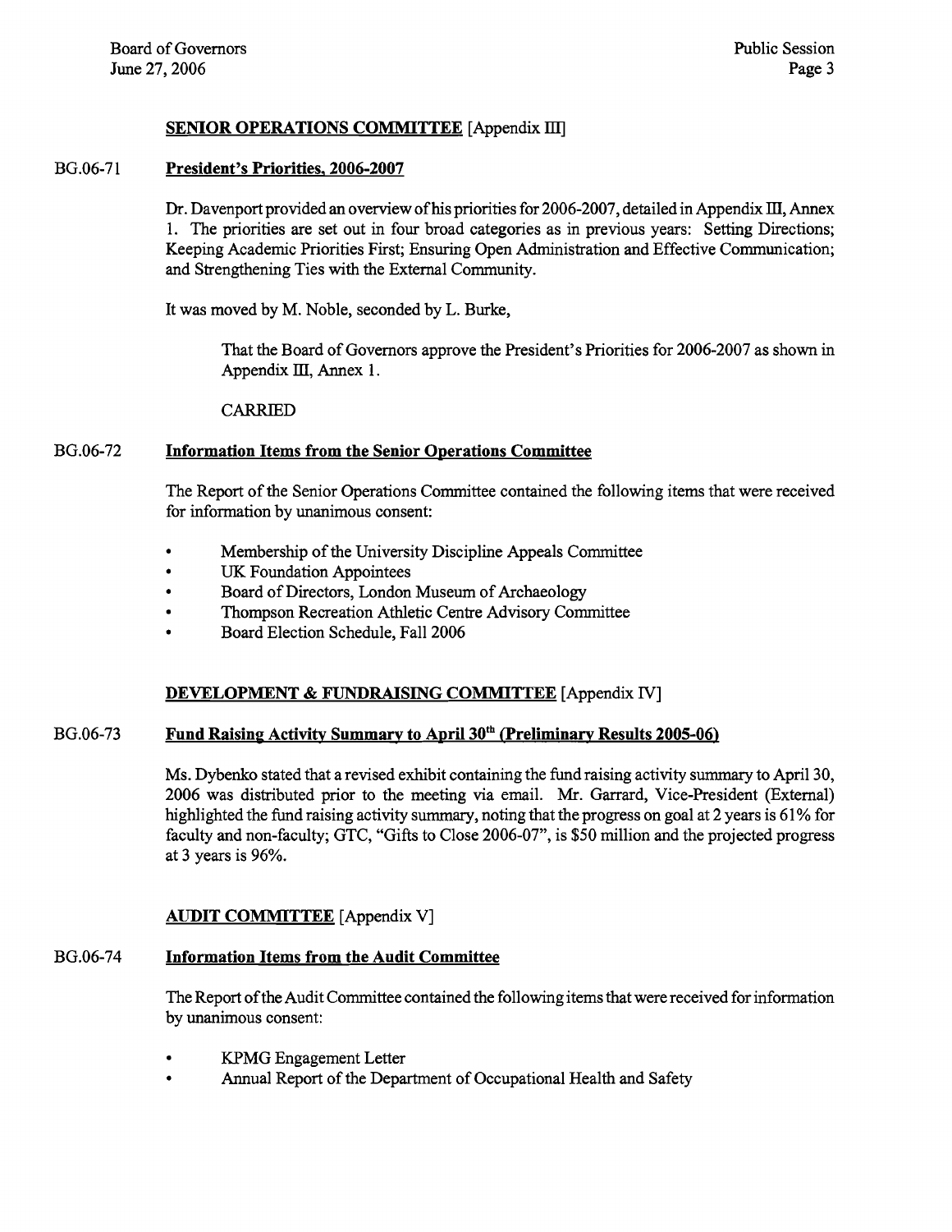## SENIOR OPERATIONS COMMITTEE [Appendix III]

**BG.06-71 President's Priorities, 2006-2007**

Dr. Davenport provided an overview of his priorities for 2006-2007, detailed in Appendix III, Annex 1. The priorities are set out in four broad categories as in previous years: Setting Directions; Keeping Academic Priorities First; Ensuring Open Administration and Effective Communication; and Strengthening Ties with the External Community.

It was moved by M. Noble, seconded by L. Burke,

> That the Board of Governors approve the President's Priorities for 2006-2007 as shown in Appendix III, Annex 1.
>
> CARRIED

**BG.06-72 Information Items from the Senior Operations Committee**

The Report of the Senior Operations Committee contained the following items that were received for information by unanimous consent:

- Membership of the University Discipline Appeals Committee
- UK Foundation Appointees
- Board of Directors, London Museum of Archaeology
- Thompson Recreation Athletic Centre Advisory Committee
- Board Election Schedule, Fall 2006

## DEVELOPMENT & FUNDRAISING COMMITTEE [Appendix IV]

**BG.06-73 Fund Raising Activity Summary to April 30th (Preliminary Results 2005-06)**

Ms. Dybenko stated that a revised exhibit containing the fund raising activity summary to April 30, 2006 was distributed prior to the meeting via email. Mr. Garrard, Vice-President (External) highlighted the fund raising activity summary, noting that the progress on goal at 2 years is 61% for faculty and non-faculty; GTC, "Gifts to Close 2006-07", is $50 million and the projected progress at 3 years is 96%.

## AUDIT COMMITTEE [Appendix V]

**BG.06-74 Information Items from the Audit Committee**

The Report of the Audit Committee contained the following items that were received for information by unanimous consent:

- KPMG Engagement Letter
- Annual Report of the Department of Occupational Health and Safety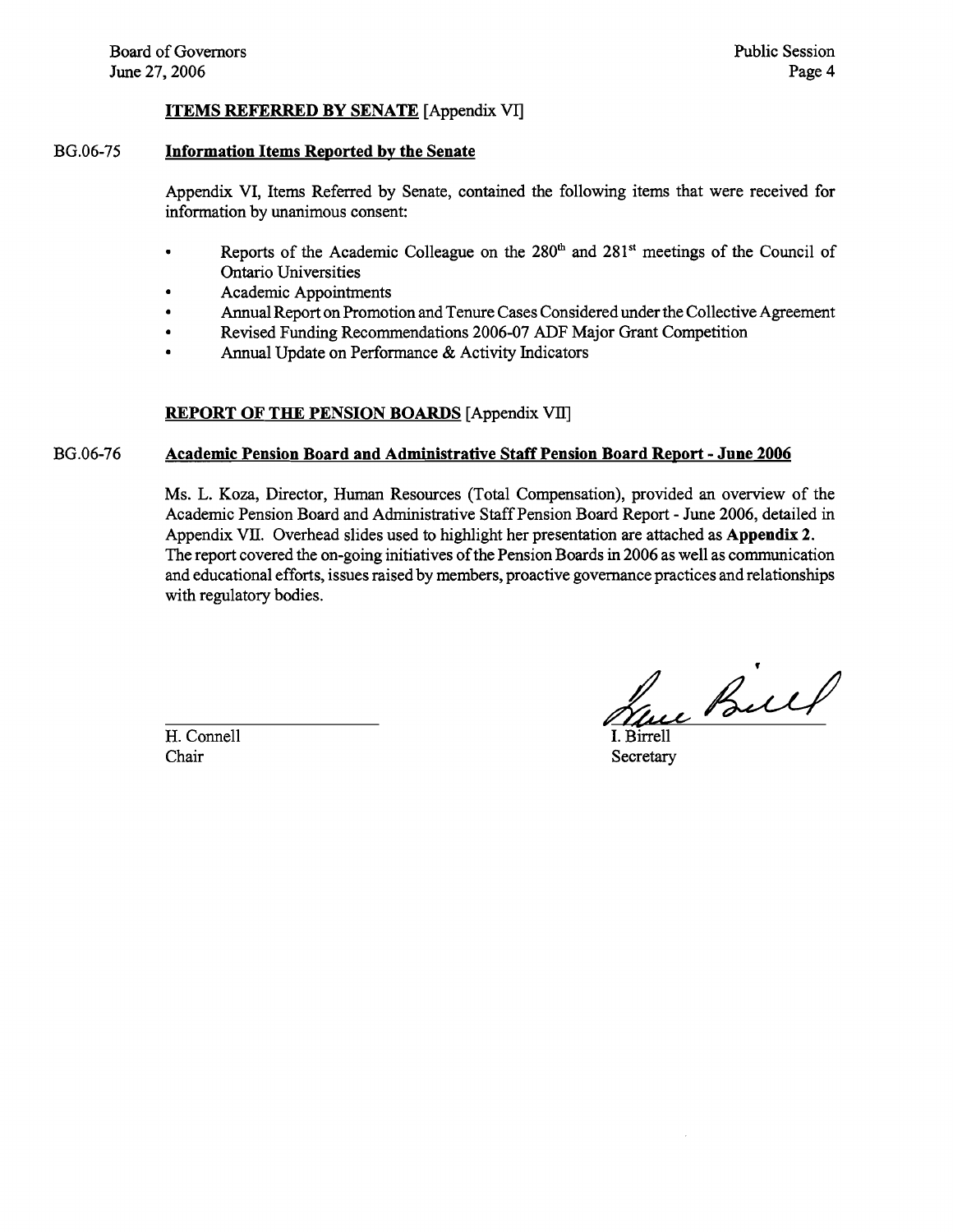**ITEMS REFERRED BY SENATE** [Appendix VI]

BG.06-75 **Information Items Reported by the Senate**

Appendix VI, Items Referred by Senate, contained the following items that were received for information by unanimous consent:

- Reports of the Academic Colleague on the 280th and 281st meetings of the Council of Ontario Universities
- Academic Appointments
- Annual Report on Promotion and Tenure Cases Considered under the Collective Agreement
- Revised Funding Recommendations 2006-07 ADF Major Grant Competition
- Annual Update on Performance & Activity Indicators

**REPORT OF THE PENSION BOARDS** [Appendix VII]

BG.06-76 **Academic Pension Board and Administrative Staff Pension Board Report - June 2006**

Ms. L. Koza, Director, Human Resources (Total Compensation), provided an overview of the Academic Pension Board and Administrative Staff Pension Board Report - June 2006, detailed in Appendix VII. Overhead slides used to highlight her presentation are attached as **Appendix 2**. The report covered the on-going initiatives of the Pension Boards in 2006 as well as communication and educational efforts, issues raised by members, proactive governance practices and relationships with regulatory bodies.

H. Connell
Chair

I. Birrell
Secretary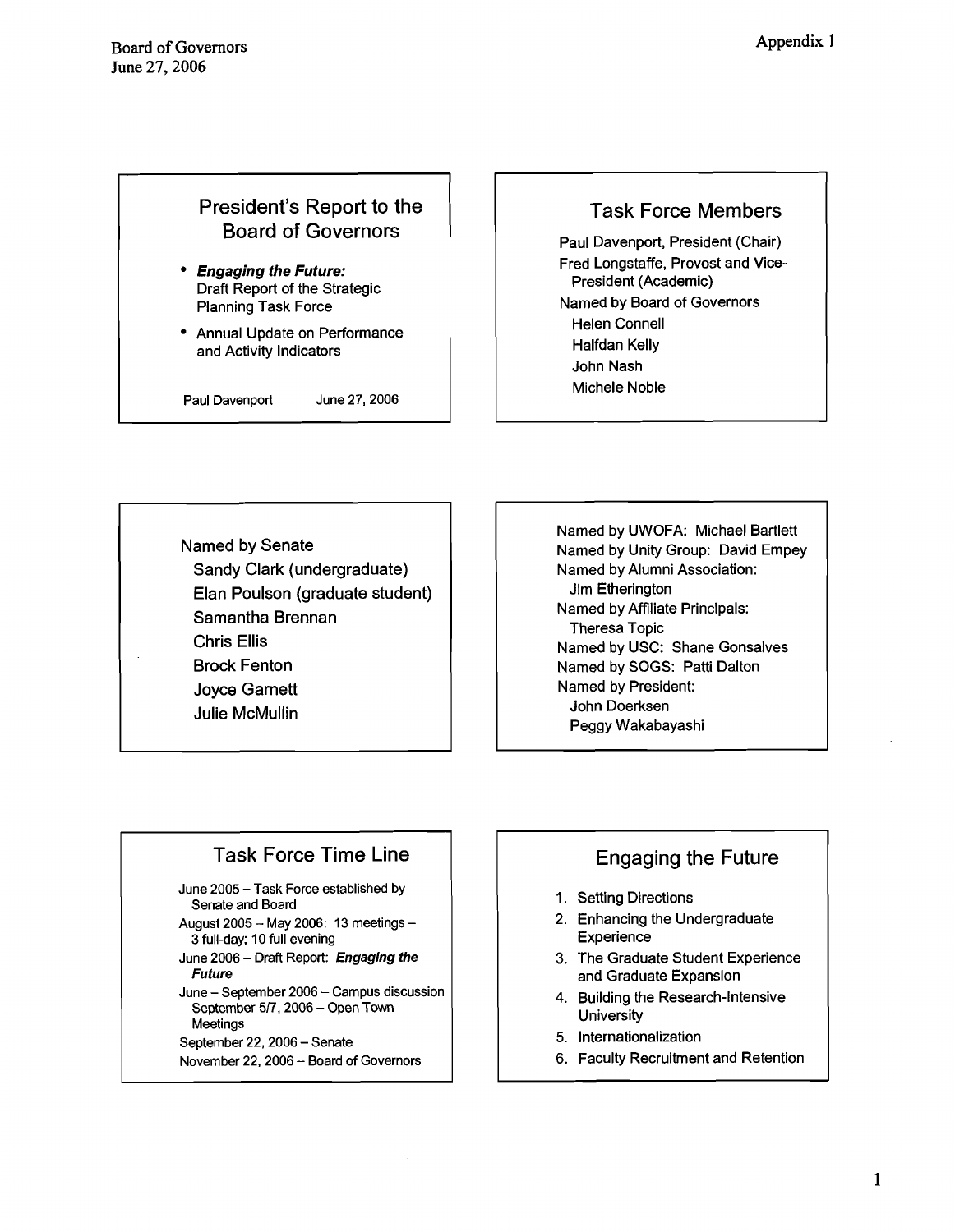Board of Governors
June 27, 2006

Appendix 1

## President's Report to the Board of Governors

- ***Engaging the Future:*** Draft Report of the Strategic Planning Task Force
- Annual Update on Performance and Activity Indicators

Paul Davenport June 27, 2006

## Task Force Members

Paul Davenport, President (Chair)
Fred Longstaffe, Provost and Vice-President (Academic)
Named by Board of Governors
- Helen Connell
- Halfdan Kelly
- John Nash
- Michele Noble

Named by Senate
- Sandy Clark (undergraduate)
- Elan Poulson (graduate student)
- Samantha Brennan
- Chris Ellis
- Brock Fenton
- Joyce Garnett
- Julie McMullin

Named by UWOFA: Michael Bartlett
Named by Unity Group: David Empey
Named by Alumni Association:
- Jim Etherington

Named by Affiliate Principals:
- Theresa Topic

Named by USC: Shane Gonsalves
Named by SOGS: Patti Dalton
Named by President:
- John Doerksen
- Peggy Wakabayashi

## Task Force Time Line

June 2005 – Task Force established by Senate and Board
August 2005 – May 2006: 13 meetings – 3 full-day; 10 full evening
June 2006 – Draft Report: ***Engaging the Future***
June – September 2006 – Campus discussion
September 5/7, 2006 – Open Town Meetings
September 22, 2006 – Senate
November 22, 2006 – Board of Governors

## Engaging the Future

1. Setting Directions
2. Enhancing the Undergraduate Experience
3. The Graduate Student Experience and Graduate Expansion
4. Building the Research-Intensive University
5. Internationalization
6. Faculty Recruitment and Retention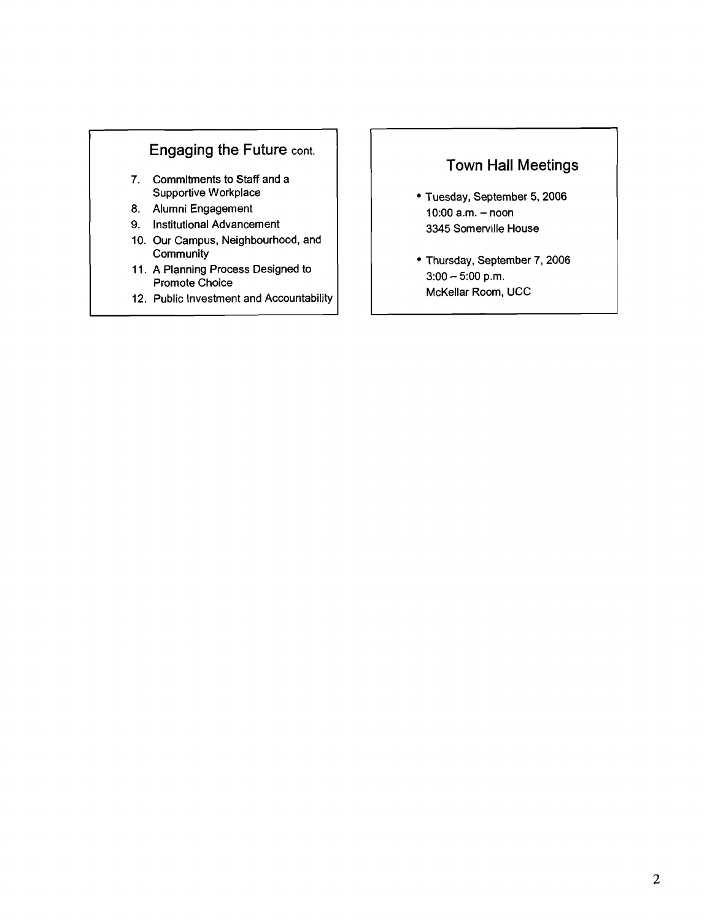## Engaging the Future cont.

7. Commitments to Staff and a Supportive Workplace
8. Alumni Engagement
9. Institutional Advancement
10. Our Campus, Neighbourhood, and Community
11. A Planning Process Designed to Promote Choice
12. Public Investment and Accountability

## Town Hall Meetings

- Tuesday, September 5, 2006
  10:00 a.m. – noon
  3345 Somerville House
- Thursday, September 7, 2006
  3:00 – 5:00 p.m.
  McKellar Room, UCC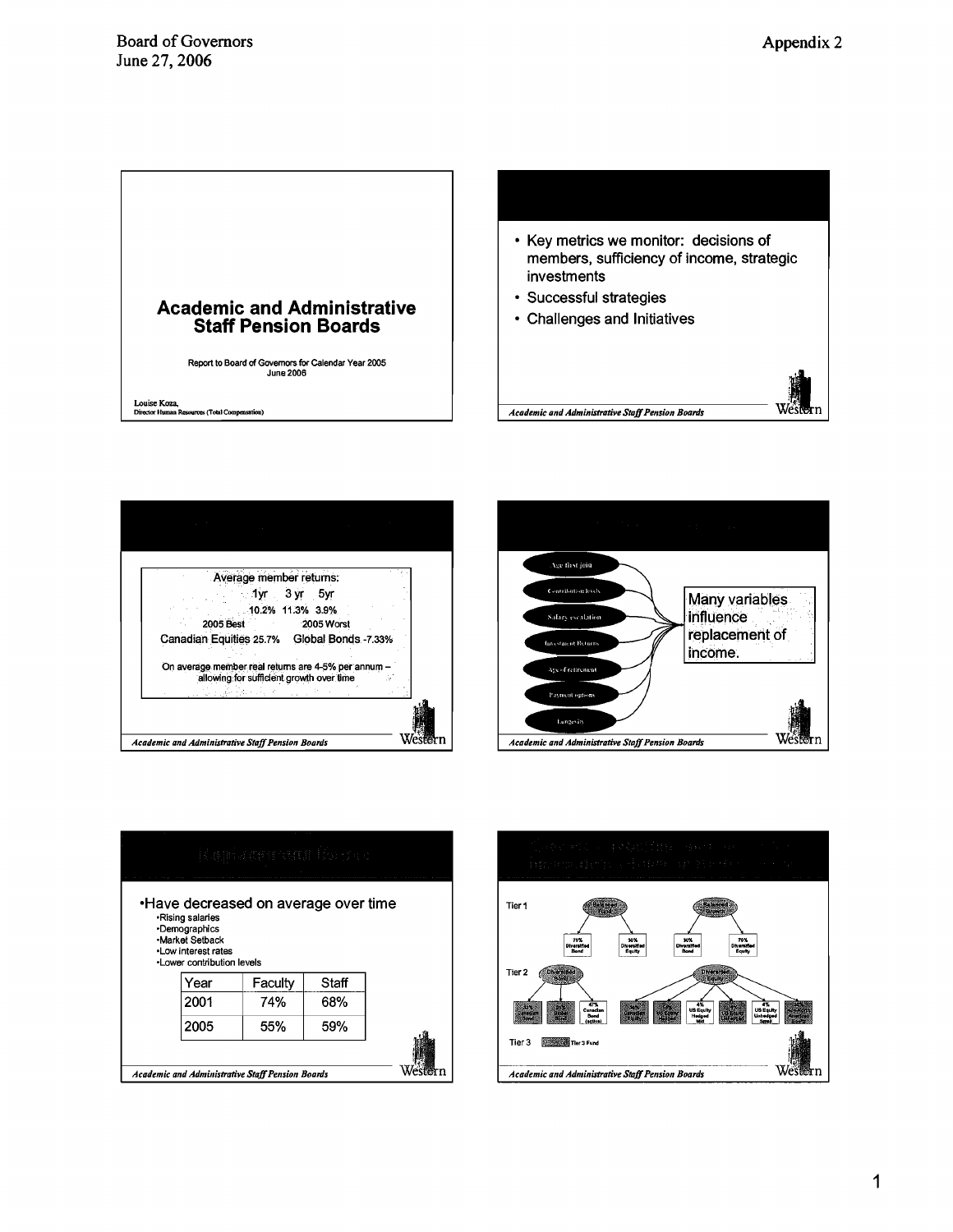## Academic and Administrative Staff Pension Boards

Report to Board of Governors for Calendar Year 2005
June 2006

Louise Koza,
Director Human Resources (Total Compensation)

---

- Key metrics we monitor: decisions of members, sufficiency of income, strategic investments
- Successful strategies
- Challenges and Initiatives

*Academic and Administrative Staff Pension Boards*

---

Average member returns:

| 1yr | 3 yr | 5yr |
|---|---|---|
| 10.2% | 11.3% | 3.9% |

| 2005 Best | 2005 Worst |
|---|---|
| Canadian Equities 25.7% | Global Bonds -7.33% |

On average member real returns are 4-5% per annum – allowing for sufficient growth over time

*Academic and Administrative Staff Pension Boards*

---

- Age first join
- Contribution levels
- Salary escalation
- Investment Returns
- Age of retirement
- Payment options
- Longevity

Many variables influence replacement of income.

*Academic and Administrative Staff Pension Boards*

---

### Replacement Ratios

- Have decreased on average over time
  - Rising salaries
  - Demographics
  - Market Setback
  - Low interest rates
  - Lower contribution levels

| Year | Faculty | Staff |
|---|---|---|
| 2001 | 74% | 68% |
| 2005 | 55% | 59% |

*Academic and Administrative Staff Pension Boards*

---

Tier 1: Balanced Fund (70% Diversified Bond, 30% Diversified Equity); Balanced Growth (30% Diversified Bond, 70% Diversified Equity)

Tier 2: Diversified Bond (47% Canadian Bond (active)); Diversified Equity (4% US Equity Hedged Mid, 4% US Equity Unhedged Small)

Tier 3: Tier 3 Fund

*Academic and Administrative Staff Pension Boards*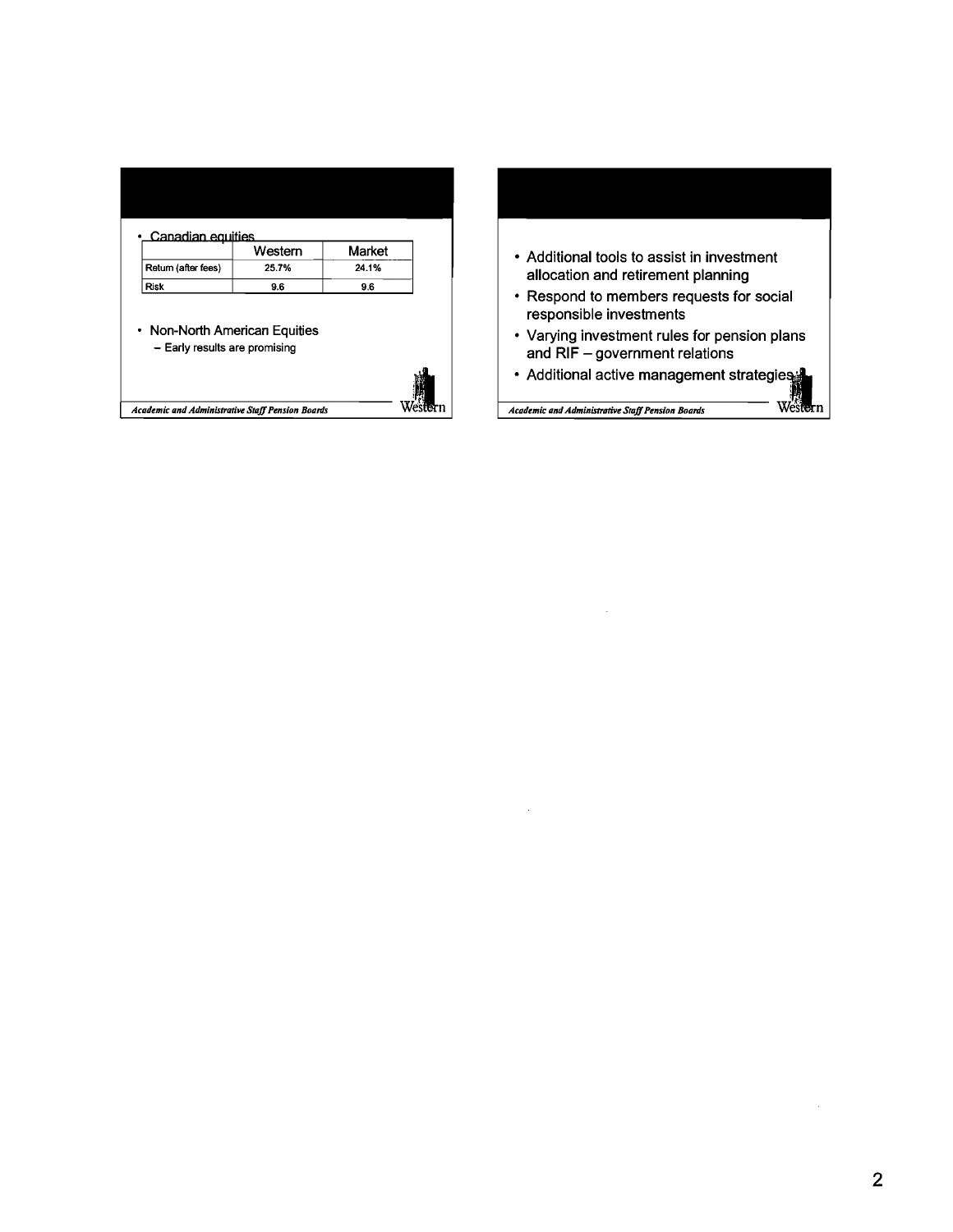- Canadian equities

| | Western | Market |
|---|---|---|
| Return (after fees) | 25.7% | 24.1% |
| Risk | 9.6 | 9.6 |

- Non-North American Equities
  - Early results are promising

*Academic and Administrative Staff Pension Boards*

- Additional tools to assist in investment allocation and retirement planning
- Respond to members requests for social responsible investments
- Varying investment rules for pension plans and RIF – government relations
- Additional active management strategies

*Academic and Administrative Staff Pension Boards*